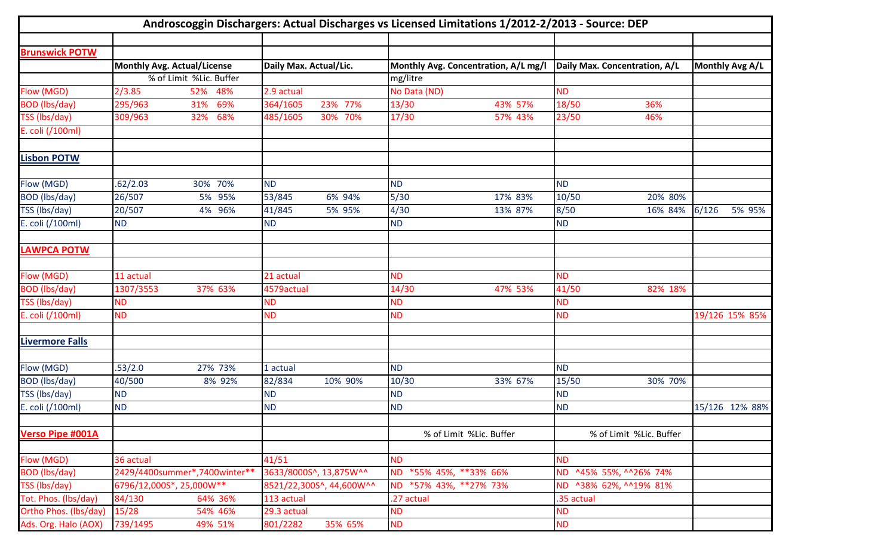# Androscoggin Dischargers: Actual Discharges vs Licensed Limitations 1/2012-2/2013 - Source: DEP

| | | | | | | | | | | |
|---|---|---|---|---|---|---|---|---|---|---|
| **Brunswick POTW** | | | | | | | | | | |
| | **Monthly Avg. Actual/License** | | **Daily Max. Actual/Lic.** | | **Monthly Avg. Concentration, A/L mg/l** | | **Daily Max. Concentration, A/L** | | **Monthly Avg A/L** | |
| | | % of Limit %Lic. Buffer | | | mg/litre | | | | | |
| Flow (MGD) | 2/3.85 | 52% 48% | 2.9 actual | | No Data (ND) | | ND | | | |
| BOD (lbs/day) | 295/963 | 31% 69% | 364/1605 | 23% 77% | 13/30 | 43% 57% | 18/50 | 36% | | |
| TSS (lbs/day) | 309/963 | 32% 68% | 485/1605 | 30% 70% | 17/30 | 57% 43% | 23/50 | 46% | | |
| E. coli (/100ml) | | | | | | | | | | |
| | | | | | | | | | | |
| **Lisbon POTW** | | | | | | | | | | |
| | | | | | | | | | | |
| Flow (MGD) | .62/2.03 | 30% 70% | ND | | ND | | ND | | | |
| BOD (lbs/day) | 26/507 | 5% 95% | 53/845 | 6% 94% | 5/30 | 17% 83% | 10/50 | 20% 80% | | |
| TSS (lbs/day) | 20/507 | 4% 96% | 41/845 | 5% 95% | 4/30 | 13% 87% | 8/50 | 16% 84% | 6/126 | 5% 95% |
| E. coli (/100ml) | ND | | ND | | ND | | ND | | | |
| | | | | | | | | | | |
| **LAWPCA POTW** | | | | | | | | | | |
| | | | | | | | | | | |
| Flow (MGD) | 11 actual | | 21 actual | | ND | | ND | | | |
| BOD (lbs/day) | 1307/3553 | 37% 63% | 4579actual | | 14/30 | 47% 53% | 41/50 | 82% 18% | | |
| TSS (lbs/day) | ND | | ND | | ND | | ND | | | |
| E. coli (/100ml) | ND | | ND | | ND | | ND | | 19/126 | 15% 85% |
| | | | | | | | | | | |
| **Livermore Falls** | | | | | | | | | | |
| | | | | | | | | | | |
| Flow (MGD) | .53/2.0 | 27% 73% | 1 actual | | ND | | ND | | | |
| BOD (lbs/day) | 40/500 | 8% 92% | 82/834 | 10% 90% | 10/30 | 33% 67% | 15/50 | 30% 70% | | |
| TSS (lbs/day) | ND | | ND | | ND | | ND | | | |
| E. coli (/100ml) | ND | | ND | | ND | | ND | | 15/126 | 12% 88% |
| | | | | | | | | | | |
| **Verso Pipe #001A** | | | | | % of Limit %Lic. Buffer | | % of Limit %Lic. Buffer | | | |
| | | | | | | | | | | |
| Flow (MGD) | 36 actual | | 41/51 | | ND | | ND | | | |
| BOD (lbs/day) | 2429/4400summer*,7400winter** | | 3633/8000S^, 13,875W^^ | | ND *55% 45%, **33% 66% | | ND ^45% 55%, ^^26% 74% | | | |
| TSS (lbs/day) | 6796/12,000S*, 25,000W** | | 8521/22,300S^, 44,600W^^ | | ND *57% 43%, **27% 73% | | ND ^38% 62%, ^^19% 81% | | | |
| Tot. Phos. (lbs/day) | 84/130 | 64% 36% | 113 actual | | .27 actual | | .35 actual | | | |
| Ortho Phos. (lbs/day) | 15/28 | 54% 46% | 29.3 actual | | ND | | ND | | | |
| Ads. Org. Halo (AOX) | 739/1495 | 49% 51% | 801/2282 | 35% 65% | ND | | ND | | | |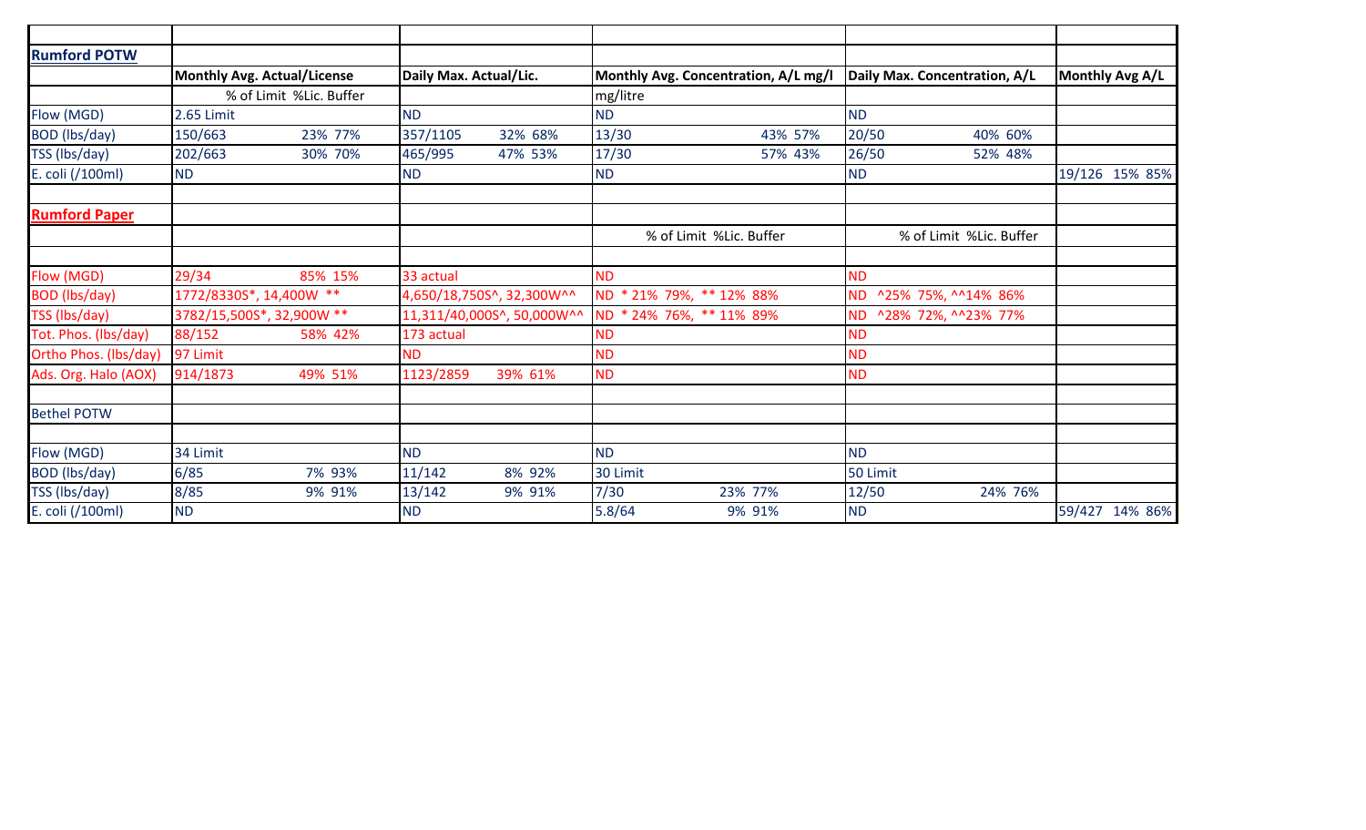| | | | | | |
|---|---|---|---|---|---|
| **Rumford POTW** | | | | | |
| | **Monthly Avg. Actual/License** | **Daily Max. Actual/Lic.** | **Monthly Avg. Concentration, A/L mg/l** | **Daily Max. Concentration, A/L** | **Monthly Avg A/L** |
| | % of Limit %Lic. Buffer | | mg/litre | | |
| Flow (MGD) | 2.65 Limit | ND | ND | ND | |
| BOD (lbs/day) | 150/663 23% 77% | 357/1105 32% 68% | 13/30 43% 57% | 20/50 40% 60% | |
| TSS (lbs/day) | 202/663 30% 70% | 465/995 47% 53% | 17/30 57% 43% | 26/50 52% 48% | |
| E. coli (/100ml) | ND | ND | ND | ND | 19/126 15% 85% |
| | | | | | |
| **Rumford Paper** | | | | | |
| | | | % of Limit %Lic. Buffer | % of Limit %Lic. Buffer | |
| | | | | | |
| Flow (MGD) | 29/34 85% 15% | 33 actual | ND | ND | |
| BOD (lbs/day) | 1772/8330S*, 14,400W ** | 4,650/18,750S^, 32,300W^^ | ND * 21% 79%, ** 12% 88% | ND ^25% 75%, ^^14% 86% | |
| TSS (lbs/day) | 3782/15,500S*, 32,900W ** | 11,311/40,000S^, 50,000W^^ | ND * 24% 76%, ** 11% 89% | ND ^28% 72%, ^^23% 77% | |
| Tot. Phos. (lbs/day) | 88/152 58% 42% | 173 actual | ND | ND | |
| Ortho Phos. (lbs/day) | 97 Limit | ND | ND | ND | |
| Ads. Org. Halo (AOX) | 914/1873 49% 51% | 1123/2859 39% 61% | ND | ND | |
| | | | | | |
| Bethel POTW | | | | | |
| | | | | | |
| Flow (MGD) | 34 Limit | ND | ND | ND | |
| BOD (lbs/day) | 6/85 7% 93% | 11/142 8% 92% | 30 Limit | 50 Limit | |
| TSS (lbs/day) | 8/85 9% 91% | 13/142 9% 91% | 7/30 23% 77% | 12/50 24% 76% | |
| E. coli (/100ml) | ND | ND | 5.8/64 9% 91% | ND | 59/427 14% 86% |